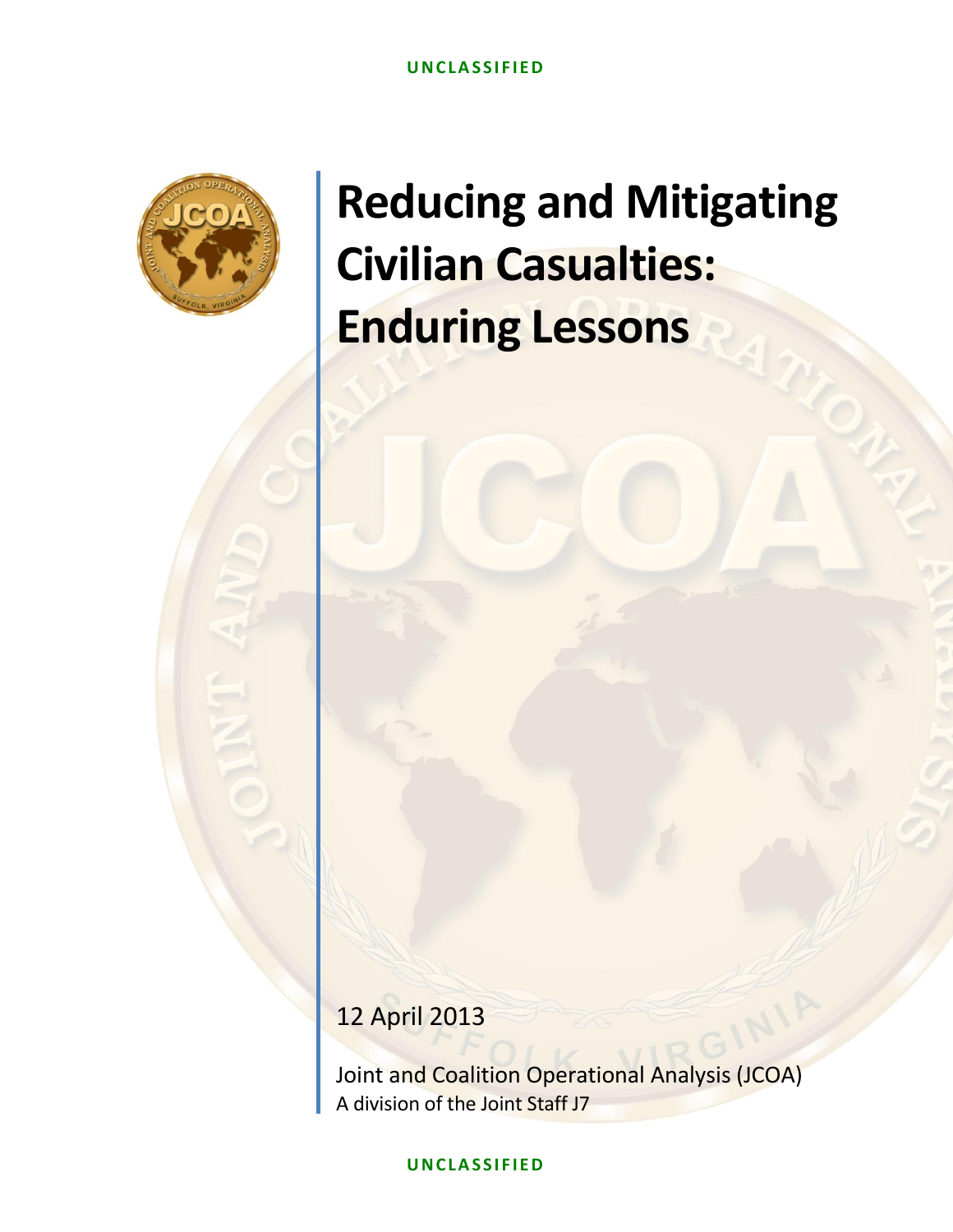UNCLASSIFIED

# Reducing and Mitigating Civilian Casualties: Enduring Lessons

12 April 2013

Joint and Coalition Operational Analysis (JCOA)
A division of the Joint Staff J7

UNCLASSIFIED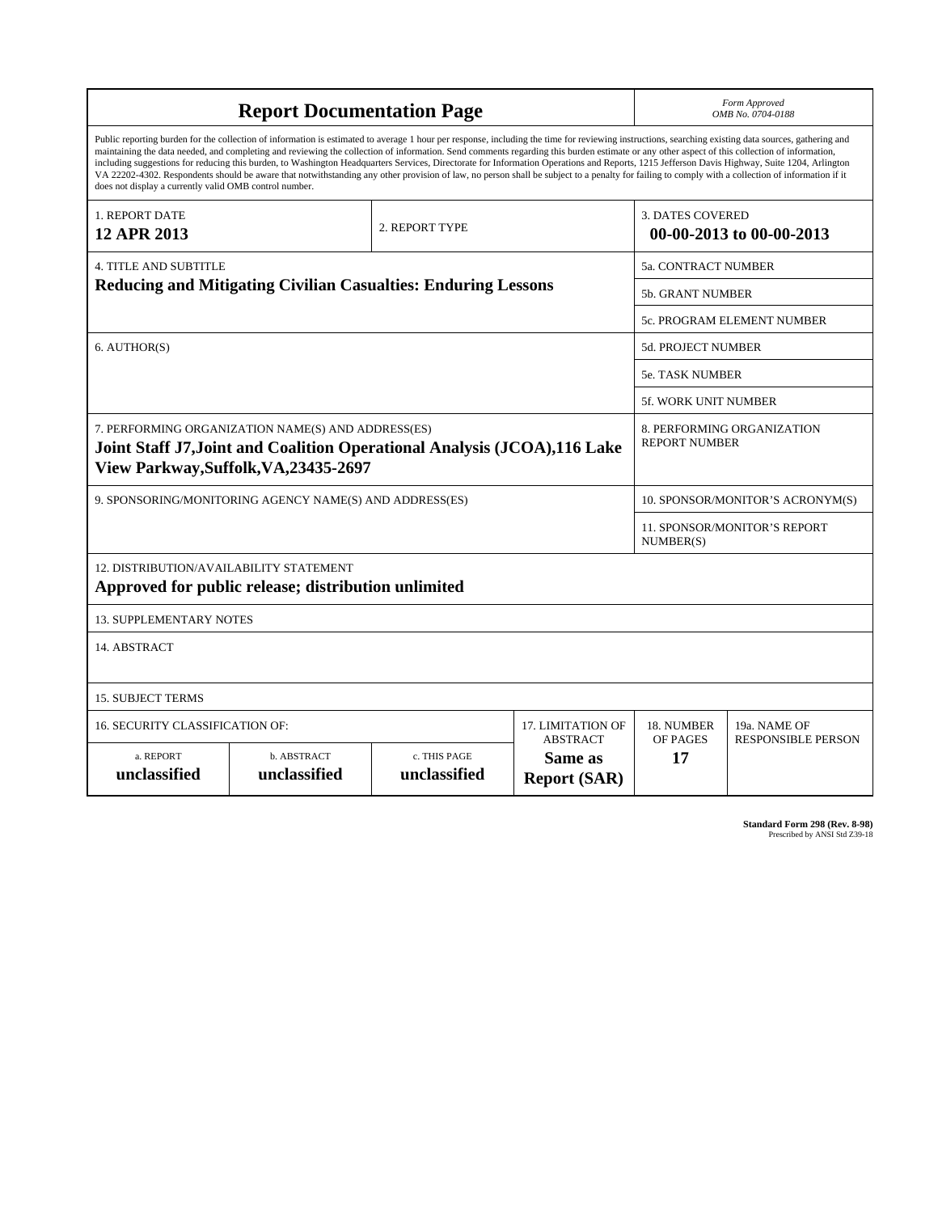# Report Documentation Page

*Form Approved*
*OMB No. 0704-0188*

Public reporting burden for the collection of information is estimated to average 1 hour per response, including the time for reviewing instructions, searching existing data sources, gathering and maintaining the data needed, and completing and reviewing the collection of information. Send comments regarding this burden estimate or any other aspect of this collection of information, including suggestions for reducing this burden, to Washington Headquarters Services, Directorate for Information Operations and Reports, 1215 Jefferson Davis Highway, Suite 1204, Arlington VA 22202-4302. Respondents should be aware that notwithstanding any other provision of law, no person shall be subject to a penalty for failing to comply with a collection of information if it does not display a currently valid OMB control number.

| 1. REPORT DATE | 2. REPORT TYPE | 3. DATES COVERED |
|---|---|---|
| **12 APR 2013** | | **00-00-2013 to 00-00-2013** |

| 4. TITLE AND SUBTITLE | 5a. CONTRACT NUMBER |
|---|---|
| **Reducing and Mitigating Civilian Casualties: Enduring Lessons** | 5b. GRANT NUMBER |
| | 5c. PROGRAM ELEMENT NUMBER |

| 6. AUTHOR(S) | 5d. PROJECT NUMBER |
|---|---|
| | 5e. TASK NUMBER |
| | 5f. WORK UNIT NUMBER |

| 7. PERFORMING ORGANIZATION NAME(S) AND ADDRESS(ES) | 8. PERFORMING ORGANIZATION REPORT NUMBER |
|---|---|
| **Joint Staff J7,Joint and Coalition Operational Analysis (JCOA),116 Lake View Parkway,Suffolk,VA,23435-2697** | |

| 9. SPONSORING/MONITORING AGENCY NAME(S) AND ADDRESS(ES) | 10. SPONSOR/MONITOR'S ACRONYM(S) |
|---|---|
| | 11. SPONSOR/MONITOR'S REPORT NUMBER(S) |

12. DISTRIBUTION/AVAILABILITY STATEMENT
**Approved for public release; distribution unlimited**

13. SUPPLEMENTARY NOTES

14. ABSTRACT

15. SUBJECT TERMS

| 16. SECURITY CLASSIFICATION OF: | | | 17. LIMITATION OF ABSTRACT | 18. NUMBER OF PAGES | 19a. NAME OF RESPONSIBLE PERSON |
|---|---|---|---|---|---|
| a. REPORT | b. ABSTRACT | c. THIS PAGE | | | |
| **unclassified** | **unclassified** | **unclassified** | **Same as Report (SAR)** | **17** | |

**Standard Form 298 (Rev. 8-98)**
Prescribed by ANSI Std Z39-18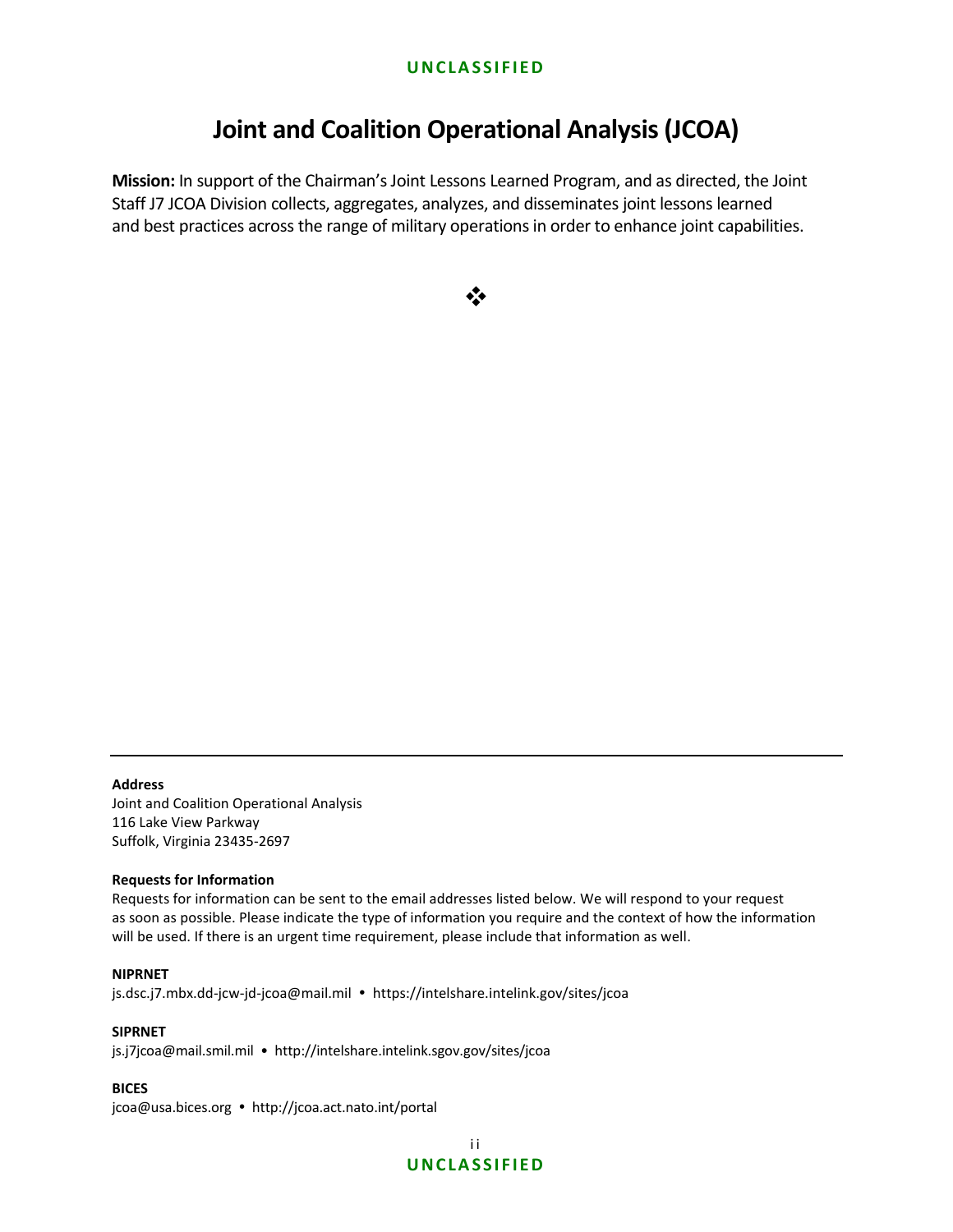# Joint and Coalition Operational Analysis (JCOA)

**Mission:** In support of the Chairman's Joint Lessons Learned Program, and as directed, the Joint Staff J7 JCOA Division collects, aggregates, analyzes, and disseminates joint lessons learned and best practices across the range of military operations in order to enhance joint capabilities.

❖

---

**Address**
Joint and Coalition Operational Analysis
116 Lake View Parkway
Suffolk, Virginia 23435-2697

**Requests for Information**
Requests for information can be sent to the email addresses listed below. We will respond to your request as soon as possible. Please indicate the type of information you require and the context of how the information will be used. If there is an urgent time requirement, please include that information as well.

**NIPRNET**
js.dsc.j7.mbx.dd-jcw-jd-jcoa@mail.mil • https://intelshare.intelink.gov/sites/jcoa

**SIPRNET**
js.j7jcoa@mail.smil.mil • http://intelshare.intelink.sgov.gov/sites/jcoa

**BICES**
jcoa@usa.bices.org • http://jcoa.act.nato.int/portal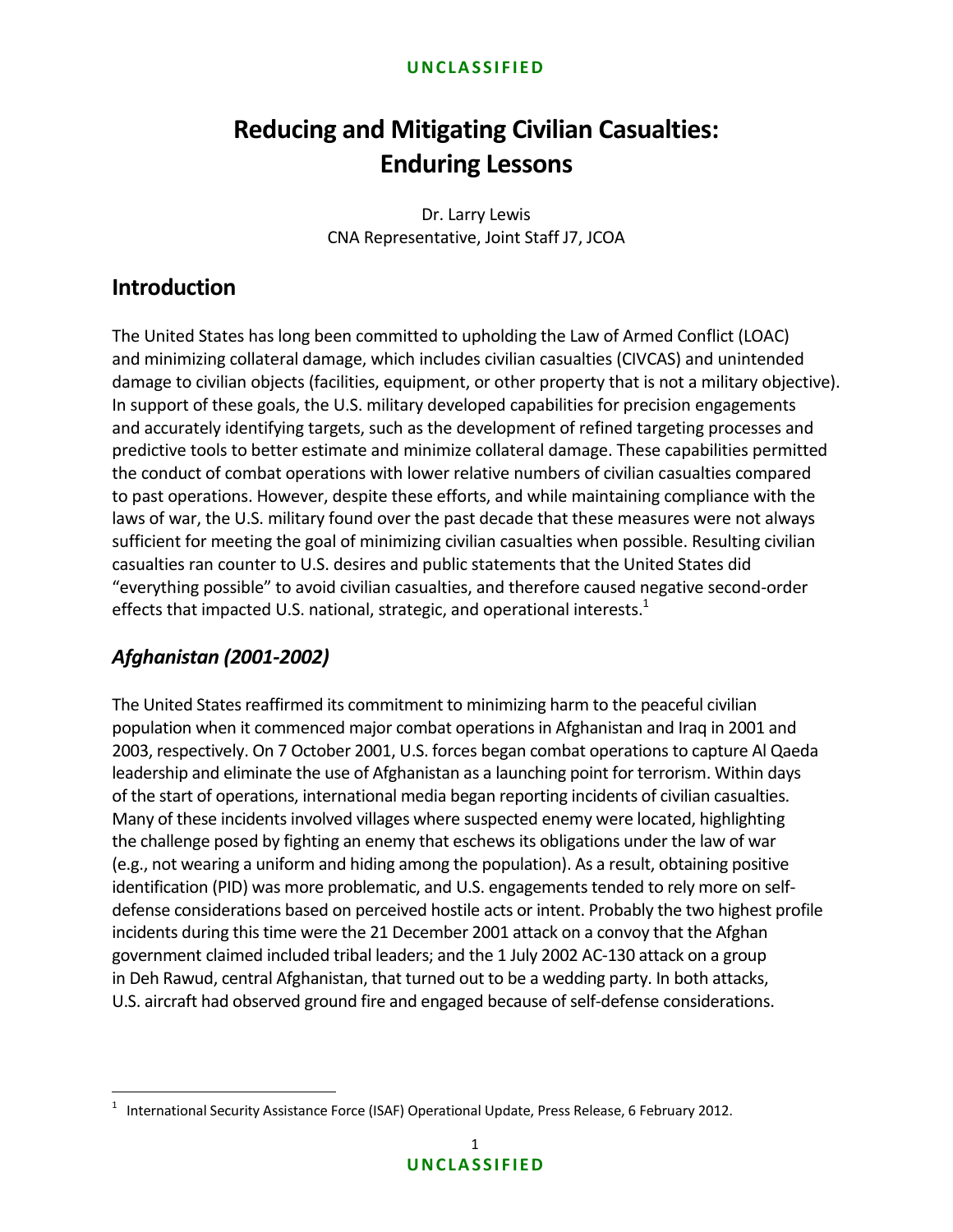# Reducing and Mitigating Civilian Casualties: Enduring Lessons

Dr. Larry Lewis
CNA Representative, Joint Staff J7, JCOA

## Introduction

The United States has long been committed to upholding the Law of Armed Conflict (LOAC) and minimizing collateral damage, which includes civilian casualties (CIVCAS) and unintended damage to civilian objects (facilities, equipment, or other property that is not a military objective). In support of these goals, the U.S. military developed capabilities for precision engagements and accurately identifying targets, such as the development of refined targeting processes and predictive tools to better estimate and minimize collateral damage. These capabilities permitted the conduct of combat operations with lower relative numbers of civilian casualties compared to past operations. However, despite these efforts, and while maintaining compliance with the laws of war, the U.S. military found over the past decade that these measures were not always sufficient for meeting the goal of minimizing civilian casualties when possible. Resulting civilian casualties ran counter to U.S. desires and public statements that the United States did "everything possible" to avoid civilian casualties, and therefore caused negative second-order effects that impacted U.S. national, strategic, and operational interests.[1]

### *Afghanistan (2001-2002)*

The United States reaffirmed its commitment to minimizing harm to the peaceful civilian population when it commenced major combat operations in Afghanistan and Iraq in 2001 and 2003, respectively. On 7 October 2001, U.S. forces began combat operations to capture Al Qaeda leadership and eliminate the use of Afghanistan as a launching point for terrorism. Within days of the start of operations, international media began reporting incidents of civilian casualties. Many of these incidents involved villages where suspected enemy were located, highlighting the challenge posed by fighting an enemy that eschews its obligations under the law of war (e.g., not wearing a uniform and hiding among the population). As a result, obtaining positive identification (PID) was more problematic, and U.S. engagements tended to rely more on self-defense considerations based on perceived hostile acts or intent. Probably the two highest profile incidents during this time were the 21 December 2001 attack on a convoy that the Afghan government claimed included tribal leaders; and the 1 July 2002 AC-130 attack on a group in Deh Rawud, central Afghanistan, that turned out to be a wedding party. In both attacks, U.S. aircraft had observed ground fire and engaged because of self-defense considerations.

[1] International Security Assistance Force (ISAF) Operational Update, Press Release, 6 February 2012.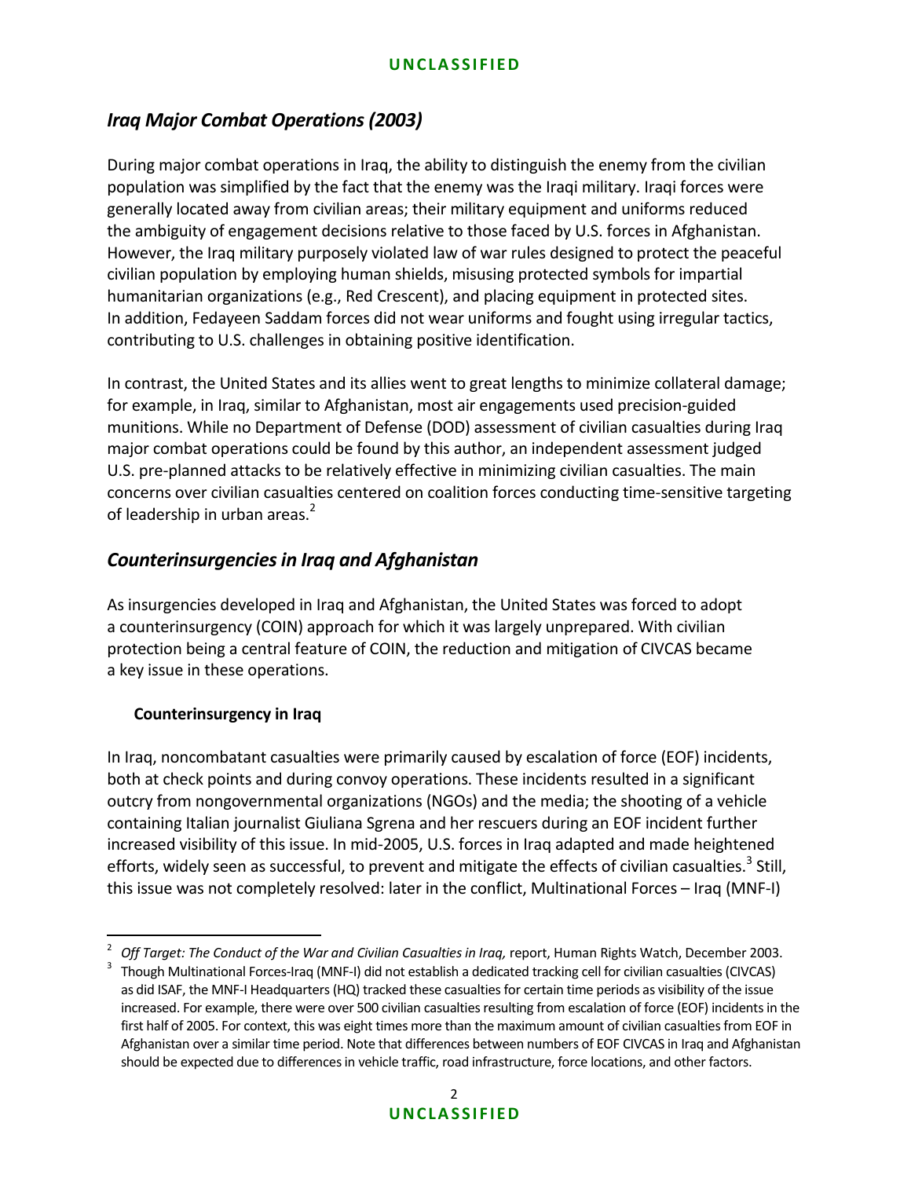## *Iraq Major Combat Operations (2003)*

During major combat operations in Iraq, the ability to distinguish the enemy from the civilian population was simplified by the fact that the enemy was the Iraqi military. Iraqi forces were generally located away from civilian areas; their military equipment and uniforms reduced the ambiguity of engagement decisions relative to those faced by U.S. forces in Afghanistan. However, the Iraq military purposely violated law of war rules designed to protect the peaceful civilian population by employing human shields, misusing protected symbols for impartial humanitarian organizations (e.g., Red Crescent), and placing equipment in protected sites. In addition, Fedayeen Saddam forces did not wear uniforms and fought using irregular tactics, contributing to U.S. challenges in obtaining positive identification.

In contrast, the United States and its allies went to great lengths to minimize collateral damage; for example, in Iraq, similar to Afghanistan, most air engagements used precision-guided munitions. While no Department of Defense (DOD) assessment of civilian casualties during Iraq major combat operations could be found by this author, an independent assessment judged U.S. pre-planned attacks to be relatively effective in minimizing civilian casualties. The main concerns over civilian casualties centered on coalition forces conducting time-sensitive targeting of leadership in urban areas.[2]

## *Counterinsurgencies in Iraq and Afghanistan*

As insurgencies developed in Iraq and Afghanistan, the United States was forced to adopt a counterinsurgency (COIN) approach for which it was largely unprepared. With civilian protection being a central feature of COIN, the reduction and mitigation of CIVCAS became a key issue in these operations.

### Counterinsurgency in Iraq

In Iraq, noncombatant casualties were primarily caused by escalation of force (EOF) incidents, both at check points and during convoy operations. These incidents resulted in a significant outcry from nongovernmental organizations (NGOs) and the media; the shooting of a vehicle containing Italian journalist Giuliana Sgrena and her rescuers during an EOF incident further increased visibility of this issue. In mid-2005, U.S. forces in Iraq adapted and made heightened efforts, widely seen as successful, to prevent and mitigate the effects of civilian casualties.[3] Still, this issue was not completely resolved: later in the conflict, Multinational Forces – Iraq (MNF-I)

---

[2] *Off Target: The Conduct of the War and Civilian Casualties in Iraq,* report, Human Rights Watch, December 2003.

[3] Though Multinational Forces-Iraq (MNF-I) did not establish a dedicated tracking cell for civilian casualties (CIVCAS) as did ISAF, the MNF-I Headquarters (HQ) tracked these casualties for certain time periods as visibility of the issue increased. For example, there were over 500 civilian casualties resulting from escalation of force (EOF) incidents in the first half of 2005. For context, this was eight times more than the maximum amount of civilian casualties from EOF in Afghanistan over a similar time period. Note that differences between numbers of EOF CIVCAS in Iraq and Afghanistan should be expected due to differences in vehicle traffic, road infrastructure, force locations, and other factors.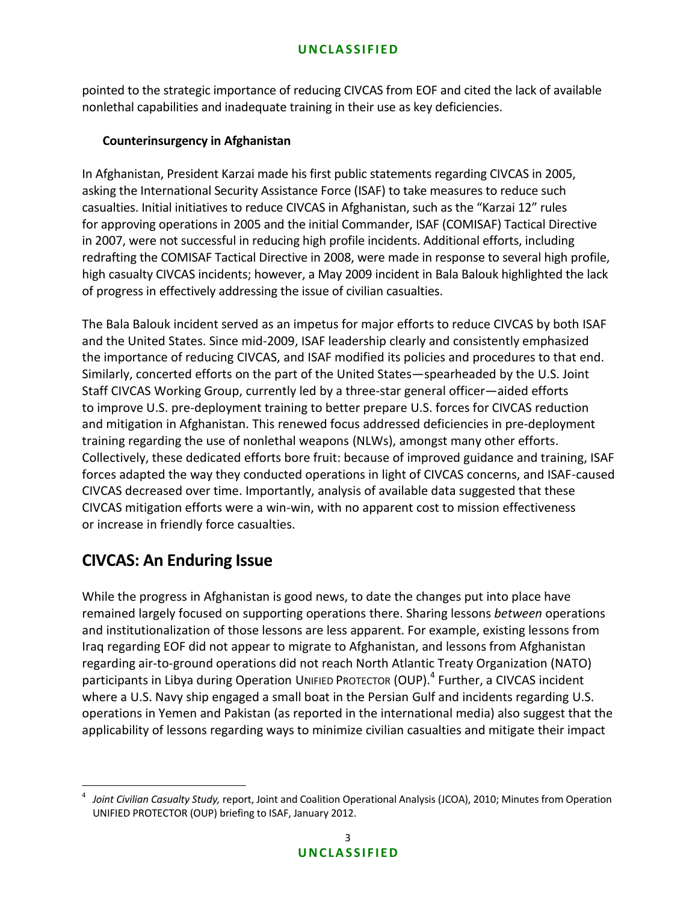pointed to the strategic importance of reducing CIVCAS from EOF and cited the lack of available nonlethal capabilities and inadequate training in their use as key deficiencies.

### Counterinsurgency in Afghanistan

In Afghanistan, President Karzai made his first public statements regarding CIVCAS in 2005, asking the International Security Assistance Force (ISAF) to take measures to reduce such casualties. Initial initiatives to reduce CIVCAS in Afghanistan, such as the "Karzai 12" rules for approving operations in 2005 and the initial Commander, ISAF (COMISAF) Tactical Directive in 2007, were not successful in reducing high profile incidents. Additional efforts, including redrafting the COMISAF Tactical Directive in 2008, were made in response to several high profile, high casualty CIVCAS incidents; however, a May 2009 incident in Bala Balouk highlighted the lack of progress in effectively addressing the issue of civilian casualties.

The Bala Balouk incident served as an impetus for major efforts to reduce CIVCAS by both ISAF and the United States. Since mid-2009, ISAF leadership clearly and consistently emphasized the importance of reducing CIVCAS, and ISAF modified its policies and procedures to that end. Similarly, concerted efforts on the part of the United States—spearheaded by the U.S. Joint Staff CIVCAS Working Group, currently led by a three-star general officer—aided efforts to improve U.S. pre-deployment training to better prepare U.S. forces for CIVCAS reduction and mitigation in Afghanistan. This renewed focus addressed deficiencies in pre-deployment training regarding the use of nonlethal weapons (NLWs), amongst many other efforts. Collectively, these dedicated efforts bore fruit: because of improved guidance and training, ISAF forces adapted the way they conducted operations in light of CIVCAS concerns, and ISAF-caused CIVCAS decreased over time. Importantly, analysis of available data suggested that these CIVCAS mitigation efforts were a win-win, with no apparent cost to mission effectiveness or increase in friendly force casualties.

## CIVCAS: An Enduring Issue

While the progress in Afghanistan is good news, to date the changes put into place have remained largely focused on supporting operations there. Sharing lessons *between* operations and institutionalization of those lessons are less apparent. For example, existing lessons from Iraq regarding EOF did not appear to migrate to Afghanistan, and lessons from Afghanistan regarding air-to-ground operations did not reach North Atlantic Treaty Organization (NATO) participants in Libya during Operation UNIFIED PROTECTOR (OUP).[4] Further, a CIVCAS incident where a U.S. Navy ship engaged a small boat in the Persian Gulf and incidents regarding U.S. operations in Yemen and Pakistan (as reported in the international media) also suggest that the applicability of lessons regarding ways to minimize civilian casualties and mitigate their impact

[4] *Joint Civilian Casualty Study,* report, Joint and Coalition Operational Analysis (JCOA), 2010; Minutes from Operation UNIFIED PROTECTOR (OUP) briefing to ISAF, January 2012.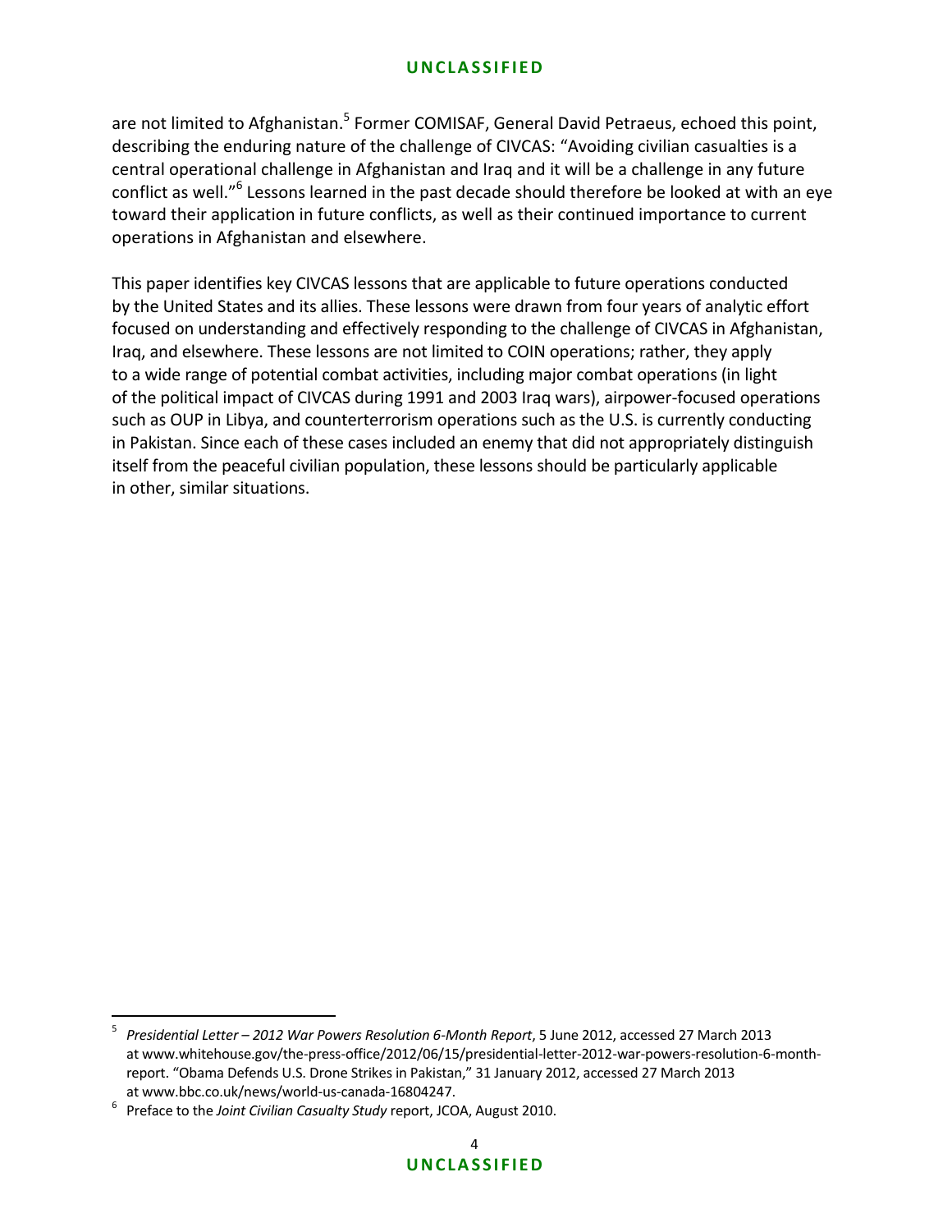are not limited to Afghanistan.[5] Former COMISAF, General David Petraeus, echoed this point, describing the enduring nature of the challenge of CIVCAS: "Avoiding civilian casualties is a central operational challenge in Afghanistan and Iraq and it will be a challenge in any future conflict as well."[6] Lessons learned in the past decade should therefore be looked at with an eye toward their application in future conflicts, as well as their continued importance to current operations in Afghanistan and elsewhere.

This paper identifies key CIVCAS lessons that are applicable to future operations conducted by the United States and its allies. These lessons were drawn from four years of analytic effort focused on understanding and effectively responding to the challenge of CIVCAS in Afghanistan, Iraq, and elsewhere. These lessons are not limited to COIN operations; rather, they apply to a wide range of potential combat activities, including major combat operations (in light of the political impact of CIVCAS during 1991 and 2003 Iraq wars), airpower-focused operations such as OUP in Libya, and counterterrorism operations such as the U.S. is currently conducting in Pakistan. Since each of these cases included an enemy that did not appropriately distinguish itself from the peaceful civilian population, these lessons should be particularly applicable in other, similar situations.

---

[5] *Presidential Letter – 2012 War Powers Resolution 6-Month Report*, 5 June 2012, accessed 27 March 2013 at www.whitehouse.gov/the-press-office/2012/06/15/presidential-letter-2012-war-powers-resolution-6-month-report. "Obama Defends U.S. Drone Strikes in Pakistan," 31 January 2012, accessed 27 March 2013 at www.bbc.co.uk/news/world-us-canada-16804247.

[6] Preface to the *Joint Civilian Casualty Study* report, JCOA, August 2010.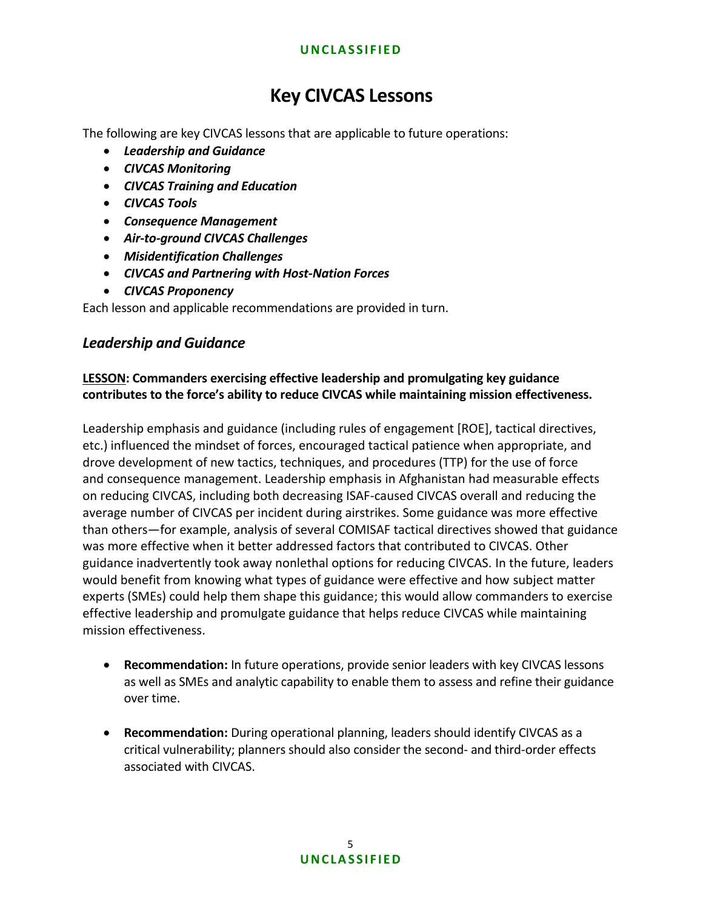# Key CIVCAS Lessons

The following are key CIVCAS lessons that are applicable to future operations:

- ***Leadership and Guidance***
- ***CIVCAS Monitoring***
- ***CIVCAS Training and Education***
- ***CIVCAS Tools***
- ***Consequence Management***
- ***Air-to-ground CIVCAS Challenges***
- ***Misidentification Challenges***
- ***CIVCAS and Partnering with Host-Nation Forces***
- ***CIVCAS Proponency***

Each lesson and applicable recommendations are provided in turn.

## *Leadership and Guidance*

**<u>LESSON</u>: Commanders exercising effective leadership and promulgating key guidance contributes to the force's ability to reduce CIVCAS while maintaining mission effectiveness.**

Leadership emphasis and guidance (including rules of engagement [ROE], tactical directives, etc.) influenced the mindset of forces, encouraged tactical patience when appropriate, and drove development of new tactics, techniques, and procedures (TTP) for the use of force and consequence management. Leadership emphasis in Afghanistan had measurable effects on reducing CIVCAS, including both decreasing ISAF-caused CIVCAS overall and reducing the average number of CIVCAS per incident during airstrikes. Some guidance was more effective than others—for example, analysis of several COMISAF tactical directives showed that guidance was more effective when it better addressed factors that contributed to CIVCAS. Other guidance inadvertently took away nonlethal options for reducing CIVCAS. In the future, leaders would benefit from knowing what types of guidance were effective and how subject matter experts (SMEs) could help them shape this guidance; this would allow commanders to exercise effective leadership and promulgate guidance that helps reduce CIVCAS while maintaining mission effectiveness.

- **Recommendation:** In future operations, provide senior leaders with key CIVCAS lessons as well as SMEs and analytic capability to enable them to assess and refine their guidance over time.

- **Recommendation:** During operational planning, leaders should identify CIVCAS as a critical vulnerability; planners should also consider the second- and third-order effects associated with CIVCAS.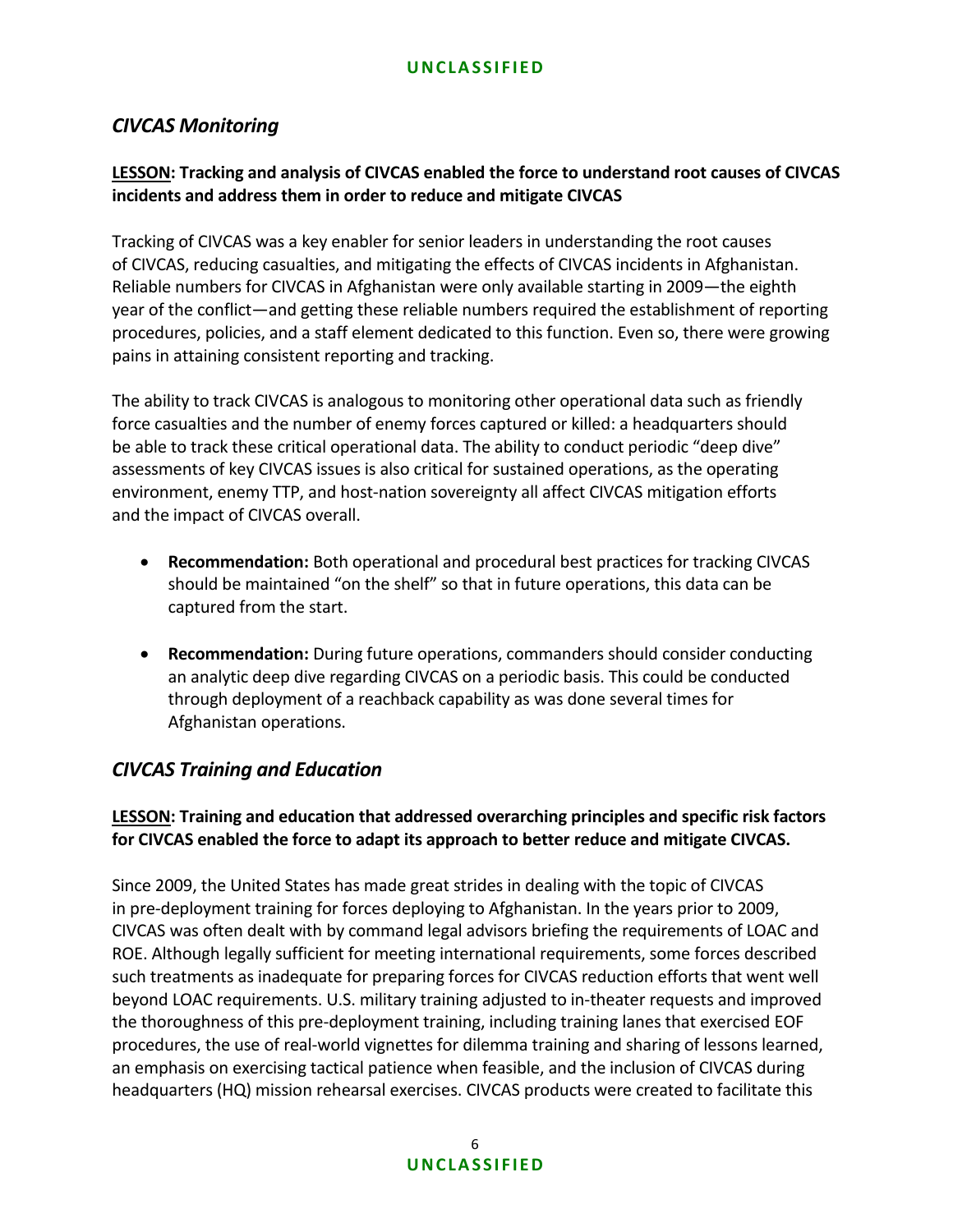## *CIVCAS Monitoring*

**<u>LESSON</u>: Tracking and analysis of CIVCAS enabled the force to understand root causes of CIVCAS incidents and address them in order to reduce and mitigate CIVCAS**

Tracking of CIVCAS was a key enabler for senior leaders in understanding the root causes of CIVCAS, reducing casualties, and mitigating the effects of CIVCAS incidents in Afghanistan. Reliable numbers for CIVCAS in Afghanistan were only available starting in 2009—the eighth year of the conflict—and getting these reliable numbers required the establishment of reporting procedures, policies, and a staff element dedicated to this function. Even so, there were growing pains in attaining consistent reporting and tracking.

The ability to track CIVCAS is analogous to monitoring other operational data such as friendly force casualties and the number of enemy forces captured or killed: a headquarters should be able to track these critical operational data. The ability to conduct periodic "deep dive" assessments of key CIVCAS issues is also critical for sustained operations, as the operating environment, enemy TTP, and host-nation sovereignty all affect CIVCAS mitigation efforts and the impact of CIVCAS overall.

- **Recommendation:** Both operational and procedural best practices for tracking CIVCAS should be maintained "on the shelf" so that in future operations, this data can be captured from the start.

- **Recommendation:** During future operations, commanders should consider conducting an analytic deep dive regarding CIVCAS on a periodic basis. This could be conducted through deployment of a reachback capability as was done several times for Afghanistan operations.

## *CIVCAS Training and Education*

**<u>LESSON</u>: Training and education that addressed overarching principles and specific risk factors for CIVCAS enabled the force to adapt its approach to better reduce and mitigate CIVCAS.**

Since 2009, the United States has made great strides in dealing with the topic of CIVCAS in pre-deployment training for forces deploying to Afghanistan. In the years prior to 2009, CIVCAS was often dealt with by command legal advisors briefing the requirements of LOAC and ROE. Although legally sufficient for meeting international requirements, some forces described such treatments as inadequate for preparing forces for CIVCAS reduction efforts that went well beyond LOAC requirements. U.S. military training adjusted to in-theater requests and improved the thoroughness of this pre-deployment training, including training lanes that exercised EOF procedures, the use of real-world vignettes for dilemma training and sharing of lessons learned, an emphasis on exercising tactical patience when feasible, and the inclusion of CIVCAS during headquarters (HQ) mission rehearsal exercises. CIVCAS products were created to facilitate this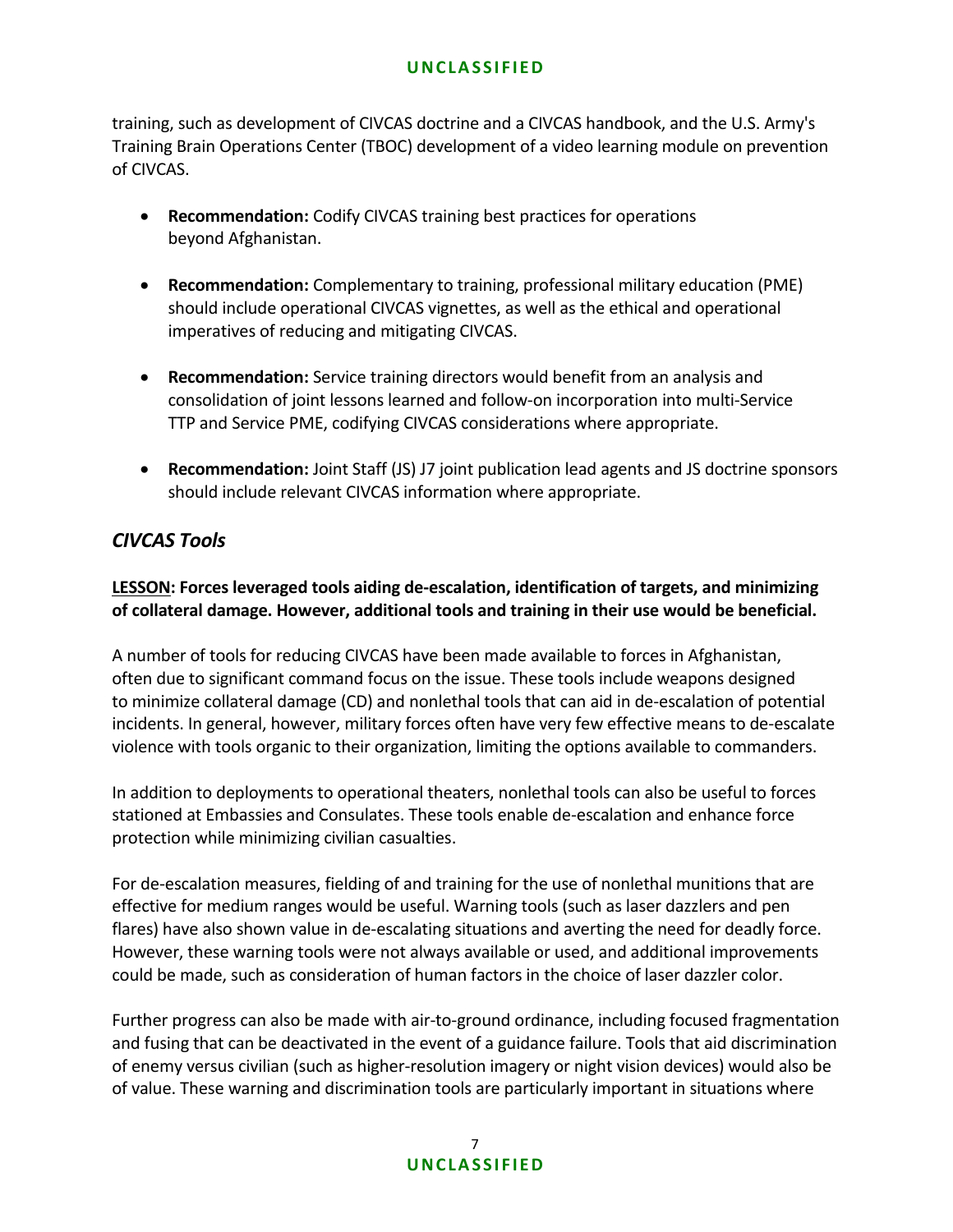training, such as development of CIVCAS doctrine and a CIVCAS handbook, and the U.S. Army's Training Brain Operations Center (TBOC) development of a video learning module on prevention of CIVCAS.

- **Recommendation:** Codify CIVCAS training best practices for operations beyond Afghanistan.
- **Recommendation:** Complementary to training, professional military education (PME) should include operational CIVCAS vignettes, as well as the ethical and operational imperatives of reducing and mitigating CIVCAS.
- **Recommendation:** Service training directors would benefit from an analysis and consolidation of joint lessons learned and follow-on incorporation into multi-Service TTP and Service PME, codifying CIVCAS considerations where appropriate.
- **Recommendation:** Joint Staff (JS) J7 joint publication lead agents and JS doctrine sponsors should include relevant CIVCAS information where appropriate.

## *CIVCAS Tools*

**LESSON: Forces leveraged tools aiding de-escalation, identification of targets, and minimizing of collateral damage. However, additional tools and training in their use would be beneficial.**

A number of tools for reducing CIVCAS have been made available to forces in Afghanistan, often due to significant command focus on the issue. These tools include weapons designed to minimize collateral damage (CD) and nonlethal tools that can aid in de-escalation of potential incidents. In general, however, military forces often have very few effective means to de-escalate violence with tools organic to their organization, limiting the options available to commanders.

In addition to deployments to operational theaters, nonlethal tools can also be useful to forces stationed at Embassies and Consulates. These tools enable de-escalation and enhance force protection while minimizing civilian casualties.

For de-escalation measures, fielding of and training for the use of nonlethal munitions that are effective for medium ranges would be useful. Warning tools (such as laser dazzlers and pen flares) have also shown value in de-escalating situations and averting the need for deadly force. However, these warning tools were not always available or used, and additional improvements could be made, such as consideration of human factors in the choice of laser dazzler color.

Further progress can also be made with air-to-ground ordinance, including focused fragmentation and fusing that can be deactivated in the event of a guidance failure. Tools that aid discrimination of enemy versus civilian (such as higher-resolution imagery or night vision devices) would also be of value. These warning and discrimination tools are particularly important in situations where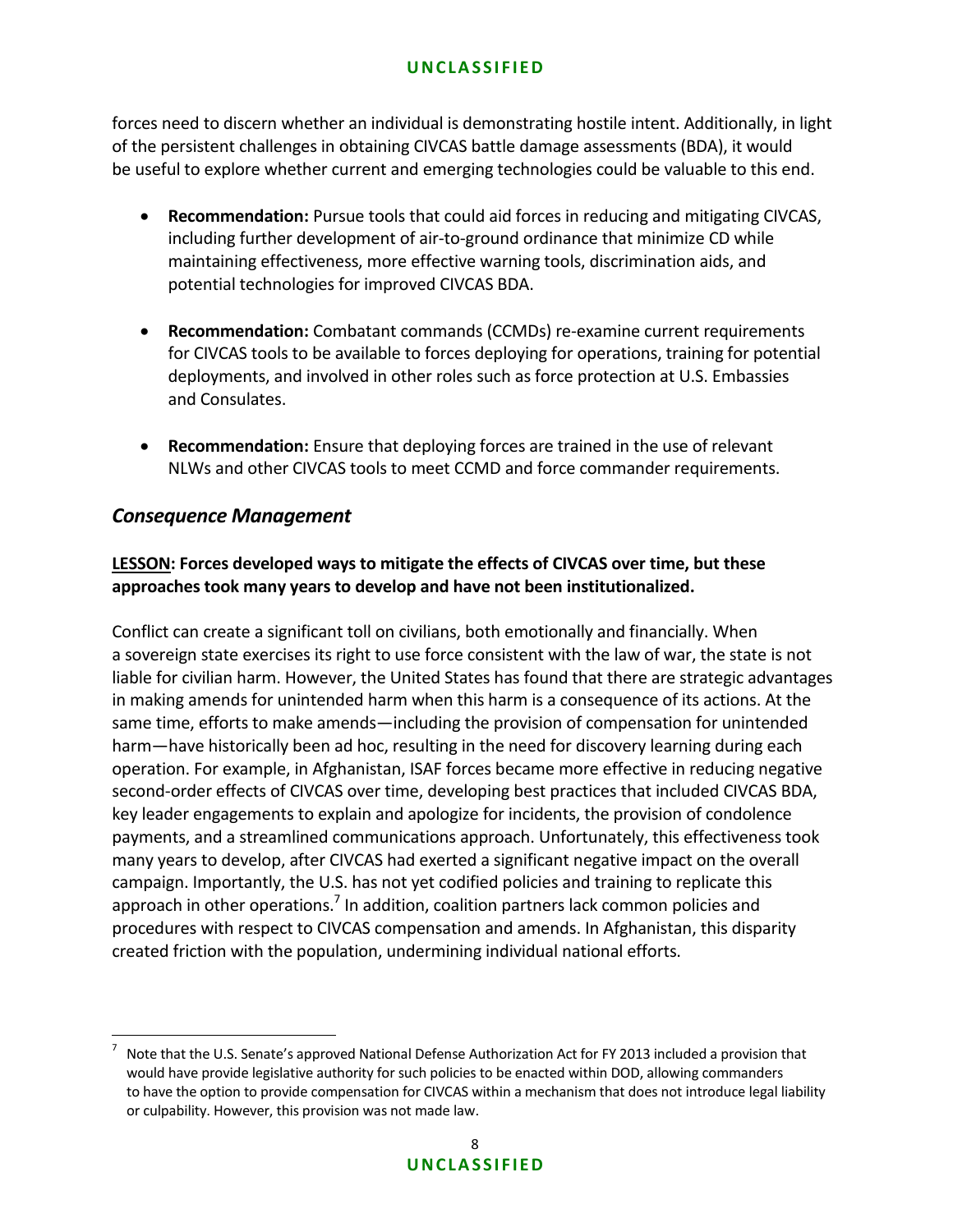forces need to discern whether an individual is demonstrating hostile intent. Additionally, in light of the persistent challenges in obtaining CIVCAS battle damage assessments (BDA), it would be useful to explore whether current and emerging technologies could be valuable to this end.

- **Recommendation:** Pursue tools that could aid forces in reducing and mitigating CIVCAS, including further development of air-to-ground ordinance that minimize CD while maintaining effectiveness, more effective warning tools, discrimination aids, and potential technologies for improved CIVCAS BDA.

- **Recommendation:** Combatant commands (CCMDs) re-examine current requirements for CIVCAS tools to be available to forces deploying for operations, training for potential deployments, and involved in other roles such as force protection at U.S. Embassies and Consulates.

- **Recommendation:** Ensure that deploying forces are trained in the use of relevant NLWs and other CIVCAS tools to meet CCMD and force commander requirements.

## *Consequence Management*

**<u>LESSON</u>: Forces developed ways to mitigate the effects of CIVCAS over time, but these approaches took many years to develop and have not been institutionalized.**

Conflict can create a significant toll on civilians, both emotionally and financially. When a sovereign state exercises its right to use force consistent with the law of war, the state is not liable for civilian harm. However, the United States has found that there are strategic advantages in making amends for unintended harm when this harm is a consequence of its actions. At the same time, efforts to make amends—including the provision of compensation for unintended harm—have historically been ad hoc, resulting in the need for discovery learning during each operation. For example, in Afghanistan, ISAF forces became more effective in reducing negative second-order effects of CIVCAS over time, developing best practices that included CIVCAS BDA, key leader engagements to explain and apologize for incidents, the provision of condolence payments, and a streamlined communications approach. Unfortunately, this effectiveness took many years to develop, after CIVCAS had exerted a significant negative impact on the overall campaign. Importantly, the U.S. has not yet codified policies and training to replicate this approach in other operations.[7] In addition, coalition partners lack common policies and procedures with respect to CIVCAS compensation and amends. In Afghanistan, this disparity created friction with the population, undermining individual national efforts.

[7] Note that the U.S. Senate's approved National Defense Authorization Act for FY 2013 included a provision that would have provide legislative authority for such policies to be enacted within DOD, allowing commanders to have the option to provide compensation for CIVCAS within a mechanism that does not introduce legal liability or culpability. However, this provision was not made law.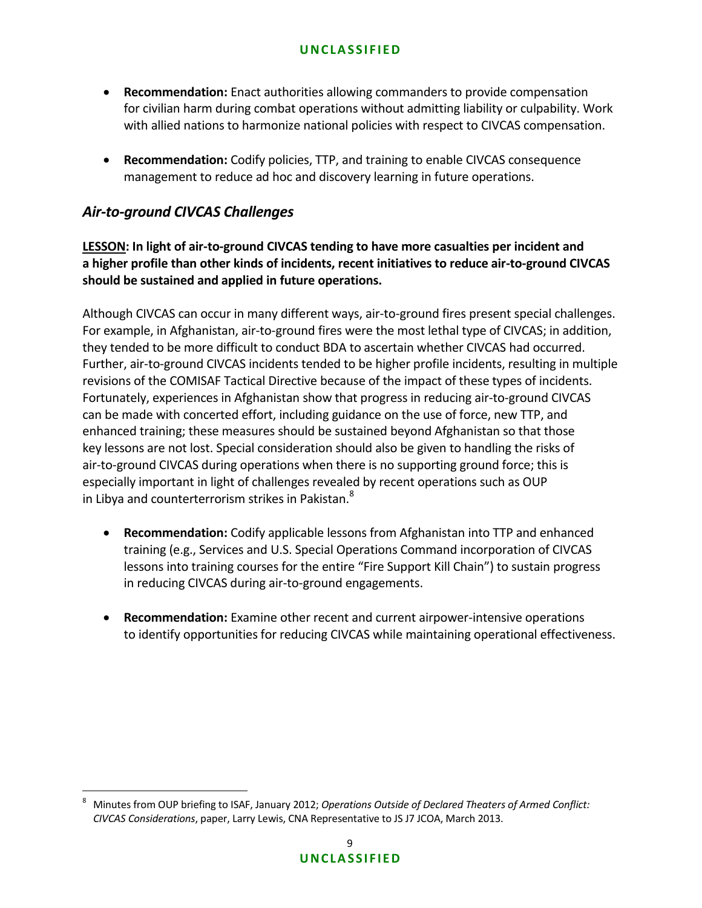- **Recommendation:** Enact authorities allowing commanders to provide compensation for civilian harm during combat operations without admitting liability or culpability. Work with allied nations to harmonize national policies with respect to CIVCAS compensation.

- **Recommendation:** Codify policies, TTP, and training to enable CIVCAS consequence management to reduce ad hoc and discovery learning in future operations.

## *Air-to-ground CIVCAS Challenges*

**<u>LESSON</u>: In light of air-to-ground CIVCAS tending to have more casualties per incident and a higher profile than other kinds of incidents, recent initiatives to reduce air-to-ground CIVCAS should be sustained and applied in future operations.**

Although CIVCAS can occur in many different ways, air-to-ground fires present special challenges. For example, in Afghanistan, air-to-ground fires were the most lethal type of CIVCAS; in addition, they tended to be more difficult to conduct BDA to ascertain whether CIVCAS had occurred. Further, air-to-ground CIVCAS incidents tended to be higher profile incidents, resulting in multiple revisions of the COMISAF Tactical Directive because of the impact of these types of incidents. Fortunately, experiences in Afghanistan show that progress in reducing air-to-ground CIVCAS can be made with concerted effort, including guidance on the use of force, new TTP, and enhanced training; these measures should be sustained beyond Afghanistan so that those key lessons are not lost. Special consideration should also be given to handling the risks of air-to-ground CIVCAS during operations when there is no supporting ground force; this is especially important in light of challenges revealed by recent operations such as OUP in Libya and counterterrorism strikes in Pakistan.[8]

- **Recommendation:** Codify applicable lessons from Afghanistan into TTP and enhanced training (e.g., Services and U.S. Special Operations Command incorporation of CIVCAS lessons into training courses for the entire "Fire Support Kill Chain") to sustain progress in reducing CIVCAS during air-to-ground engagements.

- **Recommendation:** Examine other recent and current airpower-intensive operations to identify opportunities for reducing CIVCAS while maintaining operational effectiveness.

[8] Minutes from OUP briefing to ISAF, January 2012; *Operations Outside of Declared Theaters of Armed Conflict: CIVCAS Considerations*, paper, Larry Lewis, CNA Representative to JS J7 JCOA, March 2013.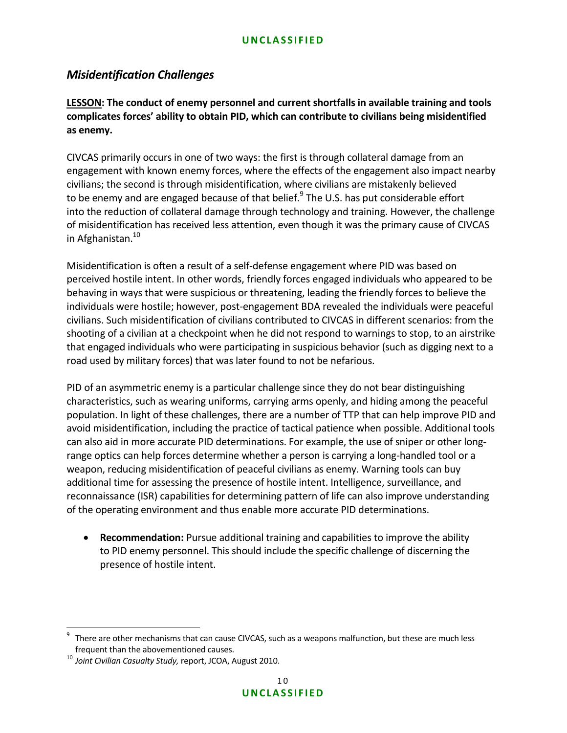## *Misidentification Challenges*

**<u>LESSON</u>: The conduct of enemy personnel and current shortfalls in available training and tools complicates forces' ability to obtain PID, which can contribute to civilians being misidentified as enemy.**

CIVCAS primarily occurs in one of two ways: the first is through collateral damage from an engagement with known enemy forces, where the effects of the engagement also impact nearby civilians; the second is through misidentification, where civilians are mistakenly believed to be enemy and are engaged because of that belief.[9] The U.S. has put considerable effort into the reduction of collateral damage through technology and training. However, the challenge of misidentification has received less attention, even though it was the primary cause of CIVCAS in Afghanistan.[10]

Misidentification is often a result of a self-defense engagement where PID was based on perceived hostile intent. In other words, friendly forces engaged individuals who appeared to be behaving in ways that were suspicious or threatening, leading the friendly forces to believe the individuals were hostile; however, post-engagement BDA revealed the individuals were peaceful civilians. Such misidentification of civilians contributed to CIVCAS in different scenarios: from the shooting of a civilian at a checkpoint when he did not respond to warnings to stop, to an airstrike that engaged individuals who were participating in suspicious behavior (such as digging next to a road used by military forces) that was later found to not be nefarious.

PID of an asymmetric enemy is a particular challenge since they do not bear distinguishing characteristics, such as wearing uniforms, carrying arms openly, and hiding among the peaceful population. In light of these challenges, there are a number of TTP that can help improve PID and avoid misidentification, including the practice of tactical patience when possible. Additional tools can also aid in more accurate PID determinations. For example, the use of sniper or other long-range optics can help forces determine whether a person is carrying a long-handled tool or a weapon, reducing misidentification of peaceful civilians as enemy. Warning tools can buy additional time for assessing the presence of hostile intent. Intelligence, surveillance, and reconnaissance (ISR) capabilities for determining pattern of life can also improve understanding of the operating environment and thus enable more accurate PID determinations.

- **Recommendation:** Pursue additional training and capabilities to improve the ability to PID enemy personnel. This should include the specific challenge of discerning the presence of hostile intent.

---

[9] There are other mechanisms that can cause CIVCAS, such as a weapons malfunction, but these are much less frequent than the abovementioned causes.

[10] *Joint Civilian Casualty Study,* report, JCOA, August 2010.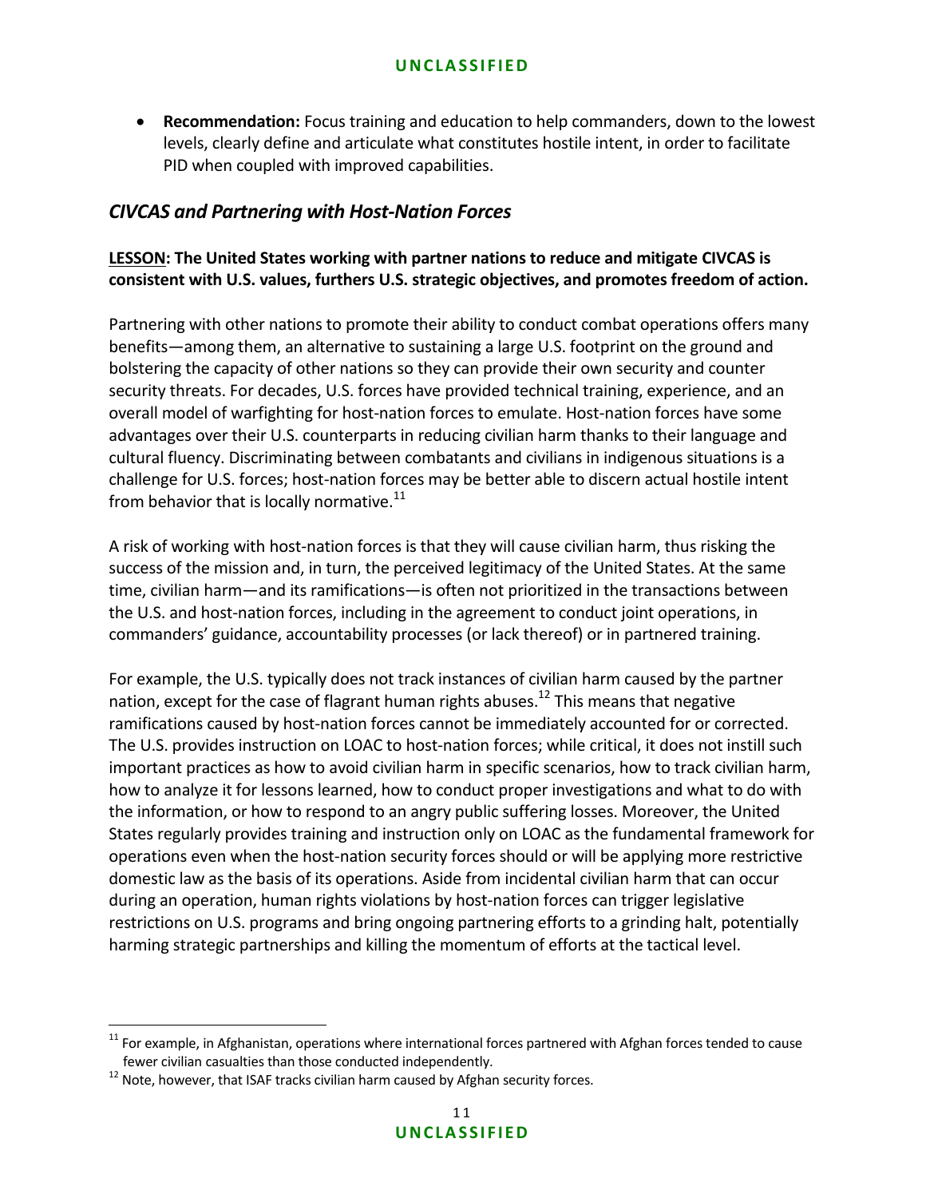- **Recommendation:** Focus training and education to help commanders, down to the lowest levels, clearly define and articulate what constitutes hostile intent, in order to facilitate PID when coupled with improved capabilities.

## *CIVCAS and Partnering with Host-Nation Forces*

**LESSON: The United States working with partner nations to reduce and mitigate CIVCAS is consistent with U.S. values, furthers U.S. strategic objectives, and promotes freedom of action.**

Partnering with other nations to promote their ability to conduct combat operations offers many benefits—among them, an alternative to sustaining a large U.S. footprint on the ground and bolstering the capacity of other nations so they can provide their own security and counter security threats. For decades, U.S. forces have provided technical training, experience, and an overall model of warfighting for host-nation forces to emulate. Host-nation forces have some advantages over their U.S. counterparts in reducing civilian harm thanks to their language and cultural fluency. Discriminating between combatants and civilians in indigenous situations is a challenge for U.S. forces; host-nation forces may be better able to discern actual hostile intent from behavior that is locally normative.[11]

A risk of working with host-nation forces is that they will cause civilian harm, thus risking the success of the mission and, in turn, the perceived legitimacy of the United States. At the same time, civilian harm—and its ramifications—is often not prioritized in the transactions between the U.S. and host-nation forces, including in the agreement to conduct joint operations, in commanders' guidance, accountability processes (or lack thereof) or in partnered training.

For example, the U.S. typically does not track instances of civilian harm caused by the partner nation, except for the case of flagrant human rights abuses.[12] This means that negative ramifications caused by host-nation forces cannot be immediately accounted for or corrected. The U.S. provides instruction on LOAC to host-nation forces; while critical, it does not instill such important practices as how to avoid civilian harm in specific scenarios, how to track civilian harm, how to analyze it for lessons learned, how to conduct proper investigations and what to do with the information, or how to respond to an angry public suffering losses. Moreover, the United States regularly provides training and instruction only on LOAC as the fundamental framework for operations even when the host-nation security forces should or will be applying more restrictive domestic law as the basis of its operations. Aside from incidental civilian harm that can occur during an operation, human rights violations by host-nation forces can trigger legislative restrictions on U.S. programs and bring ongoing partnering efforts to a grinding halt, potentially harming strategic partnerships and killing the momentum of efforts at the tactical level.

---

[11] For example, in Afghanistan, operations where international forces partnered with Afghan forces tended to cause fewer civilian casualties than those conducted independently.

[12] Note, however, that ISAF tracks civilian harm caused by Afghan security forces.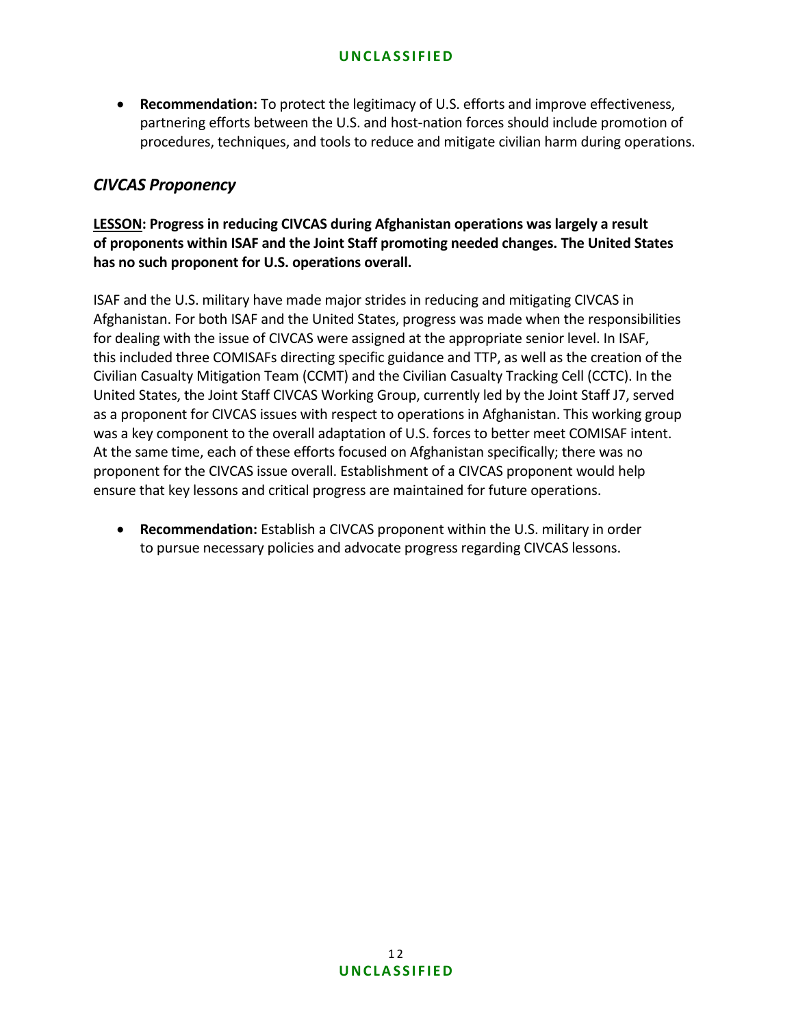- **Recommendation:** To protect the legitimacy of U.S. efforts and improve effectiveness, partnering efforts between the U.S. and host-nation forces should include promotion of procedures, techniques, and tools to reduce and mitigate civilian harm during operations.

### *CIVCAS Proponency*

**LESSON: Progress in reducing CIVCAS during Afghanistan operations was largely a result of proponents within ISAF and the Joint Staff promoting needed changes. The United States has no such proponent for U.S. operations overall.**

ISAF and the U.S. military have made major strides in reducing and mitigating CIVCAS in Afghanistan. For both ISAF and the United States, progress was made when the responsibilities for dealing with the issue of CIVCAS were assigned at the appropriate senior level. In ISAF, this included three COMISAFs directing specific guidance and TTP, as well as the creation of the Civilian Casualty Mitigation Team (CCMT) and the Civilian Casualty Tracking Cell (CCTC). In the United States, the Joint Staff CIVCAS Working Group, currently led by the Joint Staff J7, served as a proponent for CIVCAS issues with respect to operations in Afghanistan. This working group was a key component to the overall adaptation of U.S. forces to better meet COMISAF intent. At the same time, each of these efforts focused on Afghanistan specifically; there was no proponent for the CIVCAS issue overall. Establishment of a CIVCAS proponent would help ensure that key lessons and critical progress are maintained for future operations.

- **Recommendation:** Establish a CIVCAS proponent within the U.S. military in order to pursue necessary policies and advocate progress regarding CIVCAS lessons.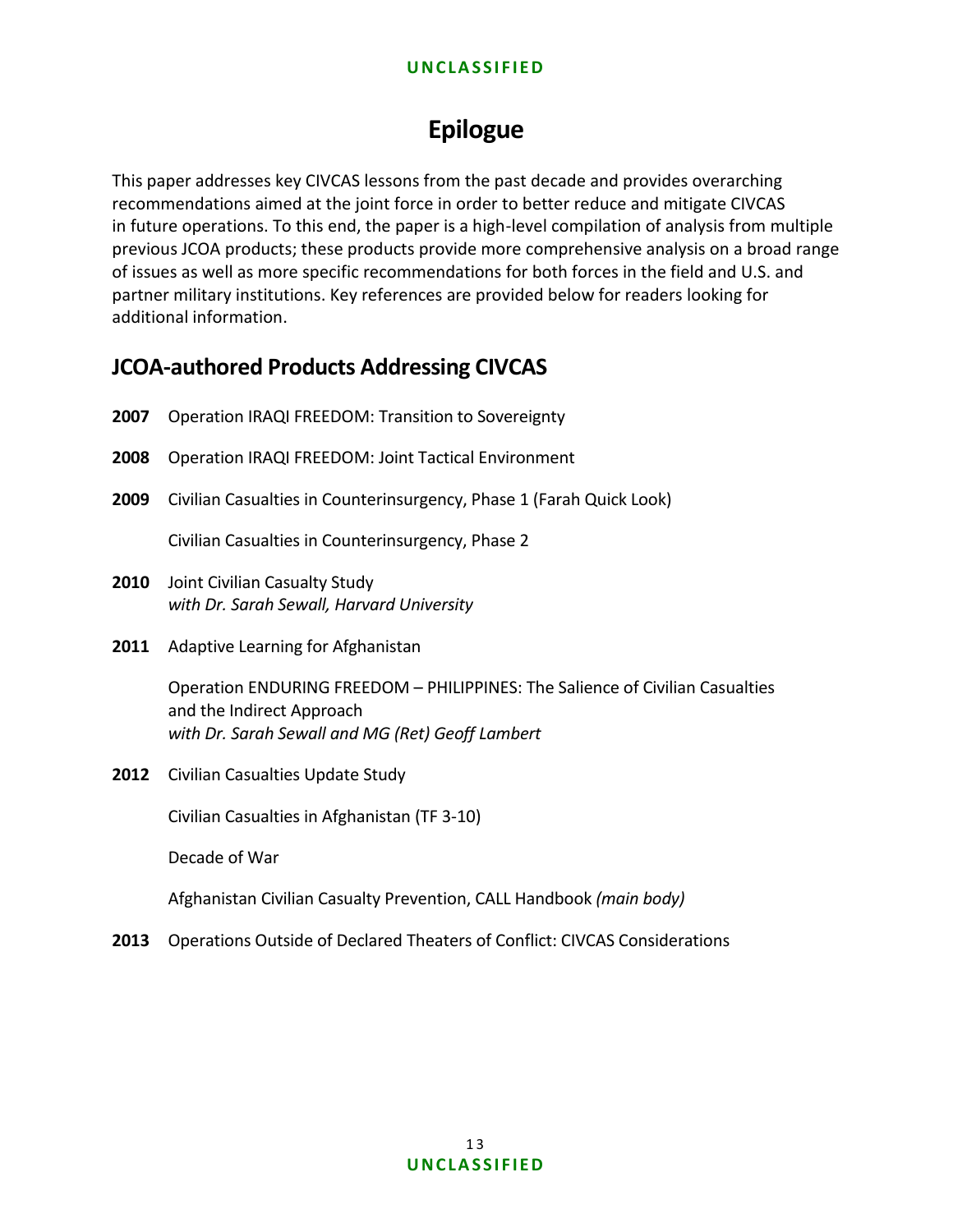# Epilogue

This paper addresses key CIVCAS lessons from the past decade and provides overarching recommendations aimed at the joint force in order to better reduce and mitigate CIVCAS in future operations. To this end, the paper is a high-level compilation of analysis from multiple previous JCOA products; these products provide more comprehensive analysis on a broad range of issues as well as more specific recommendations for both forces in the field and U.S. and partner military institutions. Key references are provided below for readers looking for additional information.

## JCOA-authored Products Addressing CIVCAS

**2007** Operation IRAQI FREEDOM: Transition to Sovereignty

**2008** Operation IRAQI FREEDOM: Joint Tactical Environment

**2009** Civilian Casualties in Counterinsurgency, Phase 1 (Farah Quick Look)

Civilian Casualties in Counterinsurgency, Phase 2

**2010** Joint Civilian Casualty Study
*with Dr. Sarah Sewall, Harvard University*

**2011** Adaptive Learning for Afghanistan

Operation ENDURING FREEDOM – PHILIPPINES: The Salience of Civilian Casualties and the Indirect Approach
*with Dr. Sarah Sewall and MG (Ret) Geoff Lambert*

**2012** Civilian Casualties Update Study

Civilian Casualties in Afghanistan (TF 3-10)

Decade of War

Afghanistan Civilian Casualty Prevention, CALL Handbook *(main body)*

**2013** Operations Outside of Declared Theaters of Conflict: CIVCAS Considerations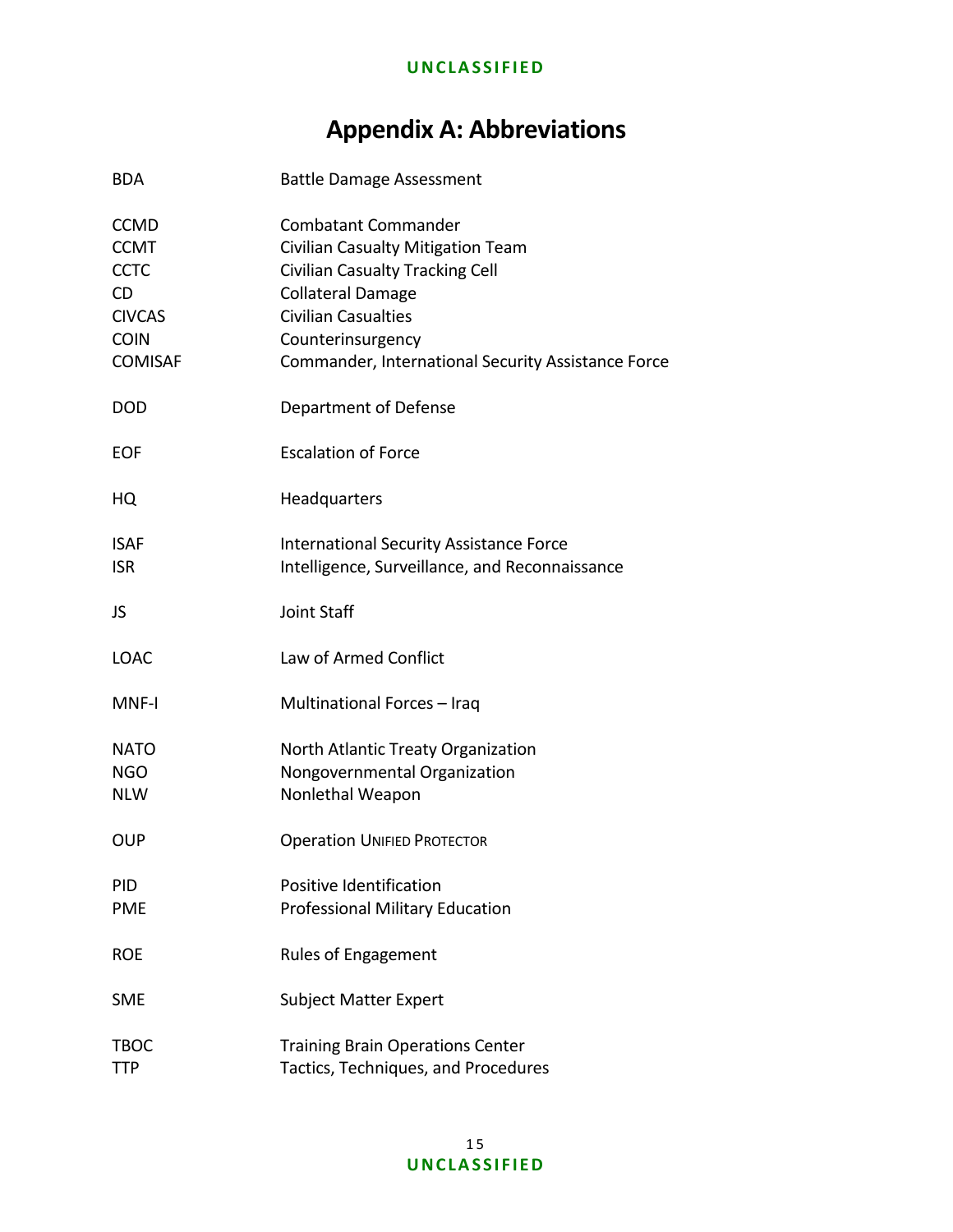# Appendix A: Abbreviations

| | |
|---|---|
| BDA | Battle Damage Assessment |
| CCMD | Combatant Commander |
| CCMT | Civilian Casualty Mitigation Team |
| CCTC | Civilian Casualty Tracking Cell |
| CD | Collateral Damage |
| CIVCAS | Civilian Casualties |
| COIN | Counterinsurgency |
| COMISAF | Commander, International Security Assistance Force |
| DOD | Department of Defense |
| EOF | Escalation of Force |
| HQ | Headquarters |
| ISAF | International Security Assistance Force |
| ISR | Intelligence, Surveillance, and Reconnaissance |
| JS | Joint Staff |
| LOAC | Law of Armed Conflict |
| MNF-I | Multinational Forces – Iraq |
| NATO | North Atlantic Treaty Organization |
| NGO | Nongovernmental Organization |
| NLW | Nonlethal Weapon |
| OUP | Operation UNIFIED PROTECTOR |
| PID | Positive Identification |
| PME | Professional Military Education |
| ROE | Rules of Engagement |
| SME | Subject Matter Expert |
| TBOC | Training Brain Operations Center |
| TTP | Tactics, Techniques, and Procedures |